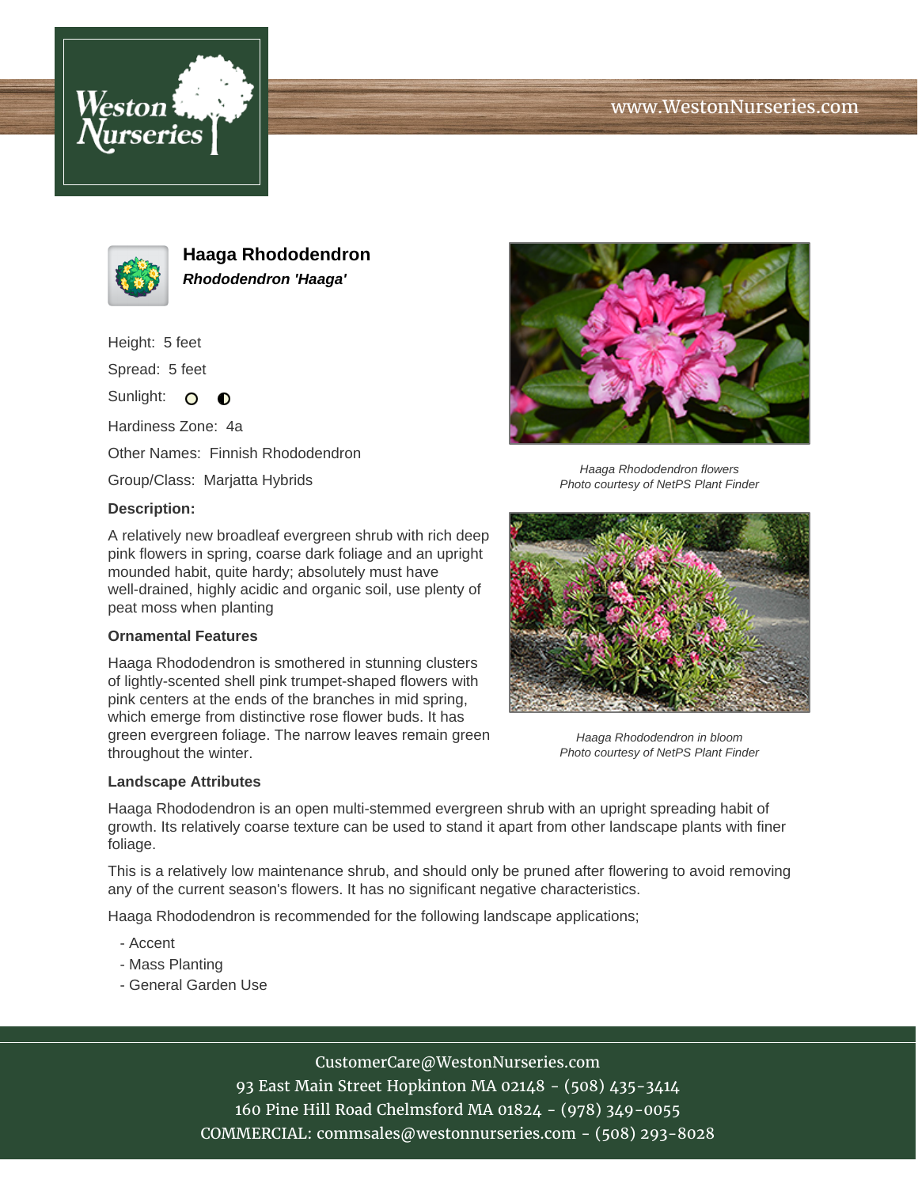www.WestonNurseries.com

# Haaga Rhododendron

***Rhododendron 'Haaga'***

Height: 5 feet

Spread: 5 feet

Sunlight:

Hardiness Zone: 4a

Other Names: Finnish Rhododendron

Group/Class: Marjatta Hybrids

**Description:**

A relatively new broadleaf evergreen shrub with rich deep pink flowers in spring, coarse dark foliage and an upright mounded habit, quite hardy; absolutely must have well-drained, highly acidic and organic soil, use plenty of peat moss when planting

*Haaga Rhododendron flowers*
*Photo courtesy of NetPS Plant Finder*

*Haaga Rhododendron in bloom*
*Photo courtesy of NetPS Plant Finder*

### Ornamental Features

Haaga Rhododendron is smothered in stunning clusters of lightly-scented shell pink trumpet-shaped flowers with pink centers at the ends of the branches in mid spring, which emerge from distinctive rose flower buds. It has green evergreen foliage. The narrow leaves remain green throughout the winter.

### Landscape Attributes

Haaga Rhododendron is an open multi-stemmed evergreen shrub with an upright spreading habit of growth. Its relatively coarse texture can be used to stand it apart from other landscape plants with finer foliage.

This is a relatively low maintenance shrub, and should only be pruned after flowering to avoid removing any of the current season's flowers. It has no significant negative characteristics.

Haaga Rhododendron is recommended for the following landscape applications;

- Accent
- Mass Planting
- General Garden Use

CustomerCare@WestonNurseries.com
93 East Main Street Hopkinton MA 02148 - (508) 435-3414
160 Pine Hill Road Chelmsford MA 01824 - (978) 349-0055
COMMERCIAL: commsales@westonnurseries.com - (508) 293-8028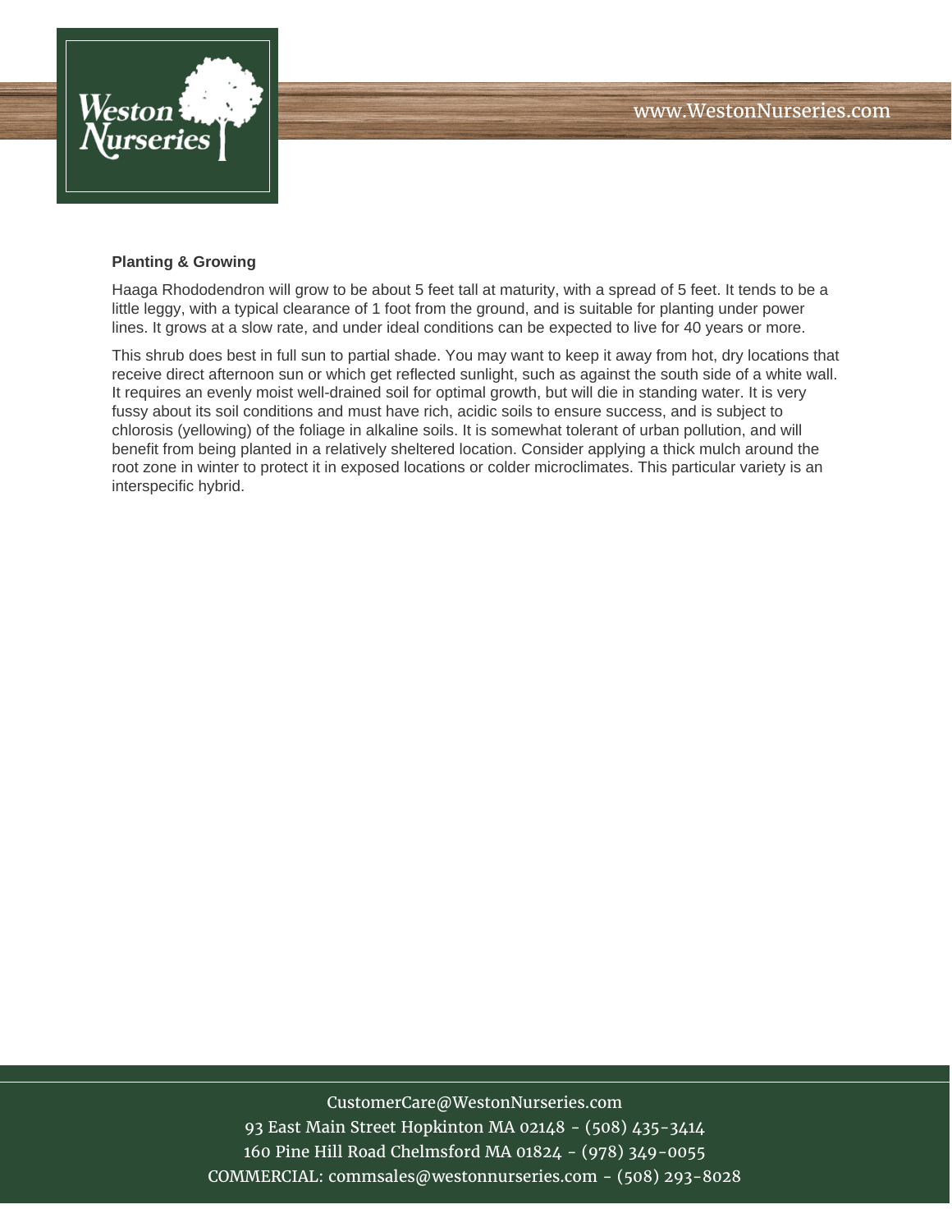**Planting & Growing**

Haaga Rhododendron will grow to be about 5 feet tall at maturity, with a spread of 5 feet. It tends to be a little leggy, with a typical clearance of 1 foot from the ground, and is suitable for planting under power lines. It grows at a slow rate, and under ideal conditions can be expected to live for 40 years or more.

This shrub does best in full sun to partial shade. You may want to keep it away from hot, dry locations that receive direct afternoon sun or which get reflected sunlight, such as against the south side of a white wall. It requires an evenly moist well-drained soil for optimal growth, but will die in standing water. It is very fussy about its soil conditions and must have rich, acidic soils to ensure success, and is subject to chlorosis (yellowing) of the foliage in alkaline soils. It is somewhat tolerant of urban pollution, and will benefit from being planted in a relatively sheltered location. Consider applying a thick mulch around the root zone in winter to protect it in exposed locations or colder microclimates. This particular variety is an interspecific hybrid.